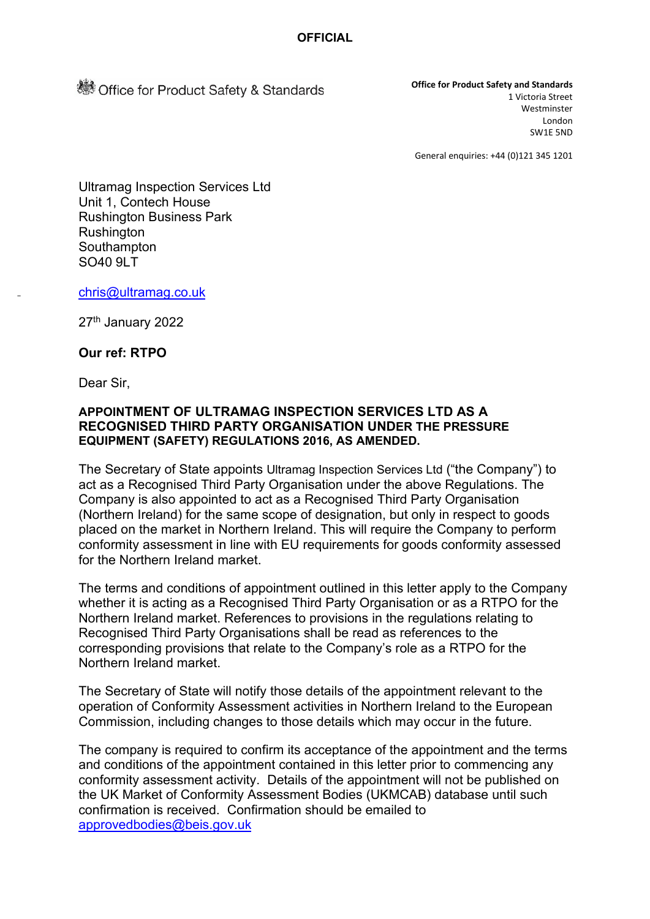**OFFICIAL**

Office for Product Safety & Standards

**Office for Product Safety and Standards**
1 Victoria Street
Westminster
London
SW1E 5ND

General enquiries: +44 (0)121 345 1201

Ultramag Inspection Services Ltd
Unit 1, Contech House
Rushington Business Park
Rushington
Southampton
SO40 9LT

chris@ultramag.co.uk

27th January 2022

**Our ref: RTPO**

Dear Sir,

**APPOINTMENT OF ULTRAMAG INSPECTION SERVICES LTD AS A RECOGNISED THIRD PARTY ORGANISATION UNDER THE PRESSURE EQUIPMENT (SAFETY) REGULATIONS 2016, AS AMENDED.**

The Secretary of State appoints Ultramag Inspection Services Ltd ("the Company") to act as a Recognised Third Party Organisation under the above Regulations. The Company is also appointed to act as a Recognised Third Party Organisation (Northern Ireland) for the same scope of designation, but only in respect to goods placed on the market in Northern Ireland. This will require the Company to perform conformity assessment in line with EU requirements for goods conformity assessed for the Northern Ireland market.

The terms and conditions of appointment outlined in this letter apply to the Company whether it is acting as a Recognised Third Party Organisation or as a RTPO for the Northern Ireland market. References to provisions in the regulations relating to Recognised Third Party Organisations shall be read as references to the corresponding provisions that relate to the Company's role as a RTPO for the Northern Ireland market.

The Secretary of State will notify those details of the appointment relevant to the operation of Conformity Assessment activities in Northern Ireland to the European Commission, including changes to those details which may occur in the future.

The company is required to confirm its acceptance of the appointment and the terms and conditions of the appointment contained in this letter prior to commencing any conformity assessment activity. Details of the appointment will not be published on the UK Market of Conformity Assessment Bodies (UKMCAB) database until such confirmation is received. Confirmation should be emailed to approvedbodies@beis.gov.uk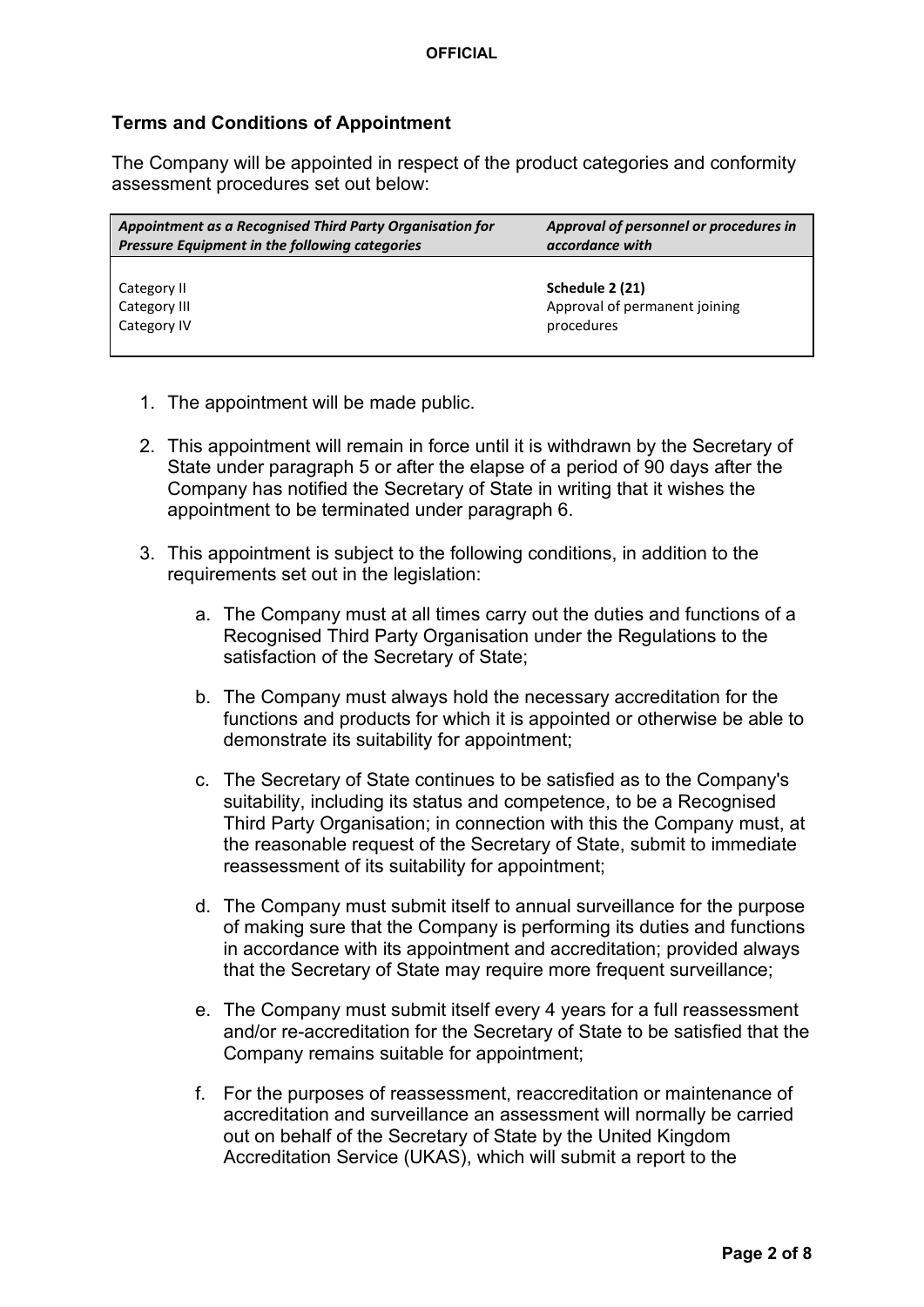## Terms and Conditions of Appointment

The Company will be appointed in respect of the product categories and conformity assessment procedures set out below:

| *Appointment as a Recognised Third Party Organisation for Pressure Equipment in the following categories* | *Approval of personnel or procedures in accordance with* |
| --- | --- |
| Category II<br>Category III<br>Category IV | **Schedule 2 (21)**<br>Approval of permanent joining procedures |

1. The appointment will be made public.

2. This appointment will remain in force until it is withdrawn by the Secretary of State under paragraph 5 or after the elapse of a period of 90 days after the Company has notified the Secretary of State in writing that it wishes the appointment to be terminated under paragraph 6.

3. This appointment is subject to the following conditions, in addition to the requirements set out in the legislation:

    a. The Company must at all times carry out the duties and functions of a Recognised Third Party Organisation under the Regulations to the satisfaction of the Secretary of State;

    b. The Company must always hold the necessary accreditation for the functions and products for which it is appointed or otherwise be able to demonstrate its suitability for appointment;

    c. The Secretary of State continues to be satisfied as to the Company's suitability, including its status and competence, to be a Recognised Third Party Organisation; in connection with this the Company must, at the reasonable request of the Secretary of State, submit to immediate reassessment of its suitability for appointment;

    d. The Company must submit itself to annual surveillance for the purpose of making sure that the Company is performing its duties and functions in accordance with its appointment and accreditation; provided always that the Secretary of State may require more frequent surveillance;

    e. The Company must submit itself every 4 years for a full reassessment and/or re-accreditation for the Secretary of State to be satisfied that the Company remains suitable for appointment;

    f. For the purposes of reassessment, reaccreditation or maintenance of accreditation and surveillance an assessment will normally be carried out on behalf of the Secretary of State by the United Kingdom Accreditation Service (UKAS), which will submit a report to the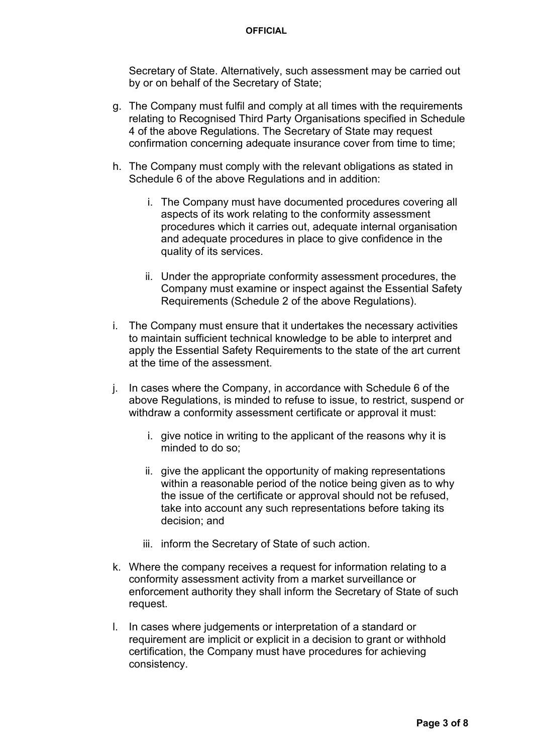Secretary of State. Alternatively, such assessment may be carried out by or on behalf of the Secretary of State;

g. The Company must fulfil and comply at all times with the requirements relating to Recognised Third Party Organisations specified in Schedule 4 of the above Regulations. The Secretary of State may request confirmation concerning adequate insurance cover from time to time;

h. The Company must comply with the relevant obligations as stated in Schedule 6 of the above Regulations and in addition:

   i. The Company must have documented procedures covering all aspects of its work relating to the conformity assessment procedures which it carries out, adequate internal organisation and adequate procedures in place to give confidence in the quality of its services.

   ii. Under the appropriate conformity assessment procedures, the Company must examine or inspect against the Essential Safety Requirements (Schedule 2 of the above Regulations).

i. The Company must ensure that it undertakes the necessary activities to maintain sufficient technical knowledge to be able to interpret and apply the Essential Safety Requirements to the state of the art current at the time of the assessment.

j. In cases where the Company, in accordance with Schedule 6 of the above Regulations, is minded to refuse to issue, to restrict, suspend or withdraw a conformity assessment certificate or approval it must:

   i. give notice in writing to the applicant of the reasons why it is minded to do so;

   ii. give the applicant the opportunity of making representations within a reasonable period of the notice being given as to why the issue of the certificate or approval should not be refused, take into account any such representations before taking its decision; and

   iii. inform the Secretary of State of such action.

k. Where the company receives a request for information relating to a conformity assessment activity from a market surveillance or enforcement authority they shall inform the Secretary of State of such request.

l. In cases where judgements or interpretation of a standard or requirement are implicit or explicit in a decision to grant or withhold certification, the Company must have procedures for achieving consistency.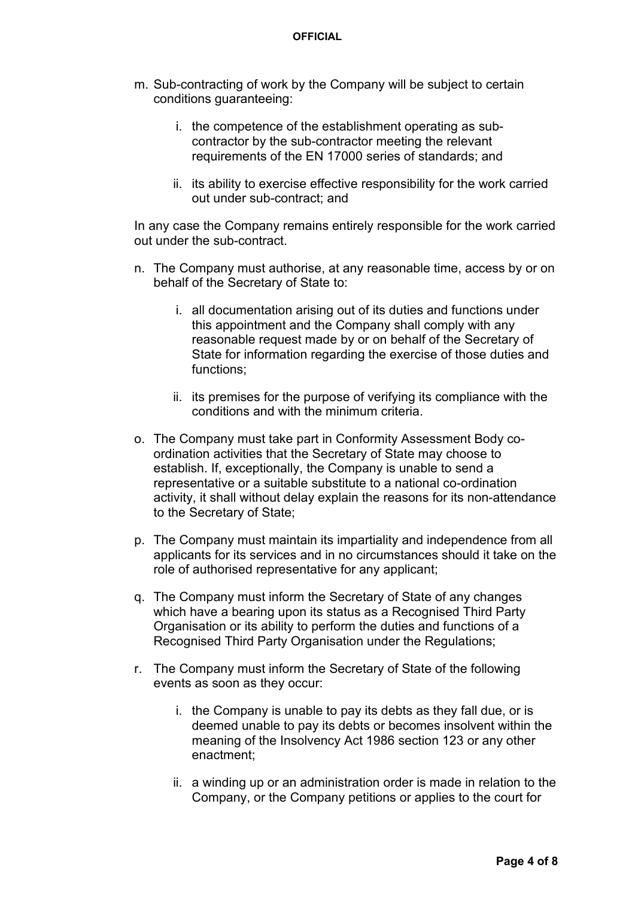m. Sub-contracting of work by the Company will be subject to certain conditions guaranteeing:

    i. the competence of the establishment operating as sub-contractor by the sub-contractor meeting the relevant requirements of the EN 17000 series of standards; and

    ii. its ability to exercise effective responsibility for the work carried out under sub-contract; and

In any case the Company remains entirely responsible for the work carried out under the sub-contract.

n. The Company must authorise, at any reasonable time, access by or on behalf of the Secretary of State to:

    i. all documentation arising out of its duties and functions under this appointment and the Company shall comply with any reasonable request made by or on behalf of the Secretary of State for information regarding the exercise of those duties and functions;

    ii. its premises for the purpose of verifying its compliance with the conditions and with the minimum criteria.

o. The Company must take part in Conformity Assessment Body co-ordination activities that the Secretary of State may choose to establish. If, exceptionally, the Company is unable to send a representative or a suitable substitute to a national co-ordination activity, it shall without delay explain the reasons for its non-attendance to the Secretary of State;

p. The Company must maintain its impartiality and independence from all applicants for its services and in no circumstances should it take on the role of authorised representative for any applicant;

q. The Company must inform the Secretary of State of any changes which have a bearing upon its status as a Recognised Third Party Organisation or its ability to perform the duties and functions of a Recognised Third Party Organisation under the Regulations;

r. The Company must inform the Secretary of State of the following events as soon as they occur:

    i. the Company is unable to pay its debts as they fall due, or is deemed unable to pay its debts or becomes insolvent within the meaning of the Insolvency Act 1986 section 123 or any other enactment;

    ii. a winding up or an administration order is made in relation to the Company, or the Company petitions or applies to the court for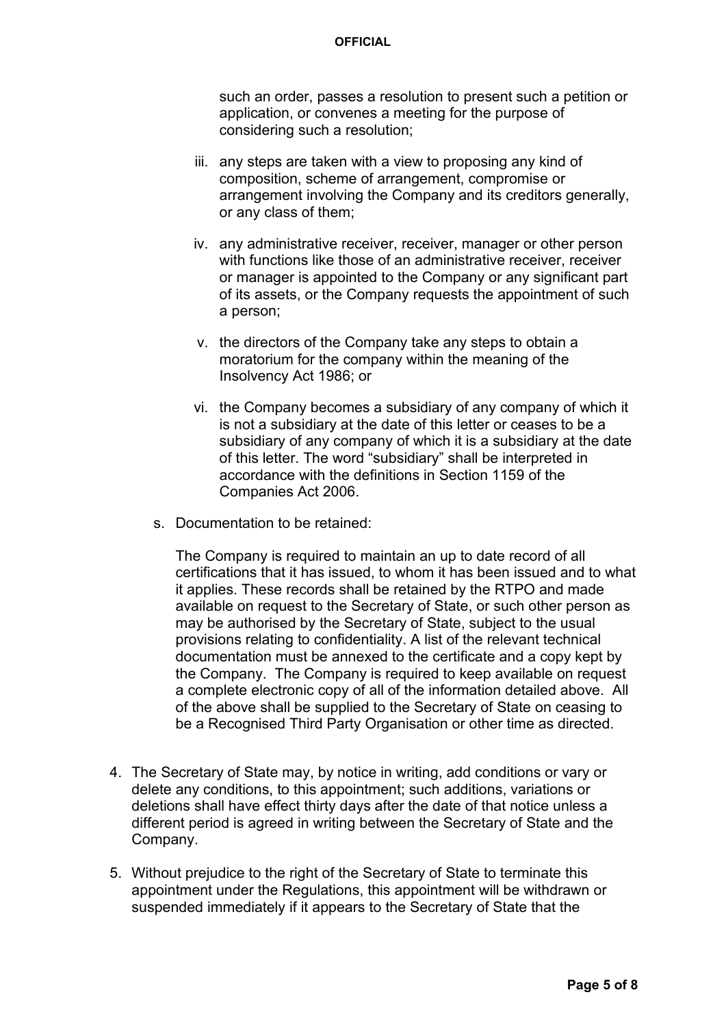such an order, passes a resolution to present such a petition or application, or convenes a meeting for the purpose of considering such a resolution;

iii. any steps are taken with a view to proposing any kind of composition, scheme of arrangement, compromise or arrangement involving the Company and its creditors generally, or any class of them;

iv. any administrative receiver, receiver, manager or other person with functions like those of an administrative receiver, receiver or manager is appointed to the Company or any significant part of its assets, or the Company requests the appointment of such a person;

v. the directors of the Company take any steps to obtain a moratorium for the company within the meaning of the Insolvency Act 1986; or

vi. the Company becomes a subsidiary of any company of which it is not a subsidiary at the date of this letter or ceases to be a subsidiary of any company of which it is a subsidiary at the date of this letter. The word "subsidiary" shall be interpreted in accordance with the definitions in Section 1159 of the Companies Act 2006.

s. Documentation to be retained:

The Company is required to maintain an up to date record of all certifications that it has issued, to whom it has been issued and to what it applies. These records shall be retained by the RTPO and made available on request to the Secretary of State, or such other person as may be authorised by the Secretary of State, subject to the usual provisions relating to confidentiality. A list of the relevant technical documentation must be annexed to the certificate and a copy kept by the Company. The Company is required to keep available on request a complete electronic copy of all of the information detailed above. All of the above shall be supplied to the Secretary of State on ceasing to be a Recognised Third Party Organisation or other time as directed.

4. The Secretary of State may, by notice in writing, add conditions or vary or delete any conditions, to this appointment; such additions, variations or deletions shall have effect thirty days after the date of that notice unless a different period is agreed in writing between the Secretary of State and the Company.

5. Without prejudice to the right of the Secretary of State to terminate this appointment under the Regulations, this appointment will be withdrawn or suspended immediately if it appears to the Secretary of State that the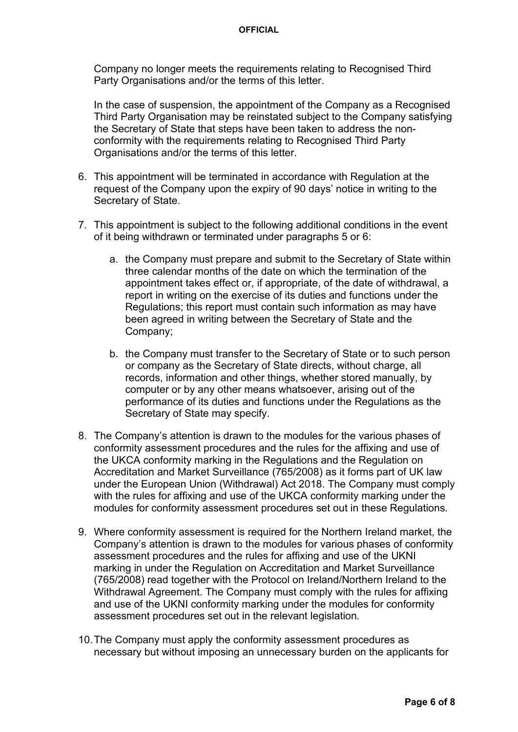Company no longer meets the requirements relating to Recognised Third Party Organisations and/or the terms of this letter.

In the case of suspension, the appointment of the Company as a Recognised Third Party Organisation may be reinstated subject to the Company satisfying the Secretary of State that steps have been taken to address the non-conformity with the requirements relating to Recognised Third Party Organisations and/or the terms of this letter.

6. This appointment will be terminated in accordance with Regulation at the request of the Company upon the expiry of 90 days' notice in writing to the Secretary of State.

7. This appointment is subject to the following additional conditions in the event of it being withdrawn or terminated under paragraphs 5 or 6:

   a. the Company must prepare and submit to the Secretary of State within three calendar months of the date on which the termination of the appointment takes effect or, if appropriate, of the date of withdrawal, a report in writing on the exercise of its duties and functions under the Regulations; this report must contain such information as may have been agreed in writing between the Secretary of State and the Company;

   b. the Company must transfer to the Secretary of State or to such person or company as the Secretary of State directs, without charge, all records, information and other things, whether stored manually, by computer or by any other means whatsoever, arising out of the performance of its duties and functions under the Regulations as the Secretary of State may specify.

8. The Company's attention is drawn to the modules for the various phases of conformity assessment procedures and the rules for the affixing and use of the UKCA conformity marking in the Regulations and the Regulation on Accreditation and Market Surveillance (765/2008) as it forms part of UK law under the European Union (Withdrawal) Act 2018. The Company must comply with the rules for affixing and use of the UKCA conformity marking under the modules for conformity assessment procedures set out in these Regulations.

9. Where conformity assessment is required for the Northern Ireland market, the Company's attention is drawn to the modules for various phases of conformity assessment procedures and the rules for affixing and use of the UKNI marking in under the Regulation on Accreditation and Market Surveillance (765/2008) read together with the Protocol on Ireland/Northern Ireland to the Withdrawal Agreement. The Company must comply with the rules for affixing and use of the UKNI conformity marking under the modules for conformity assessment procedures set out in the relevant legislation.

10. The Company must apply the conformity assessment procedures as necessary but without imposing an unnecessary burden on the applicants for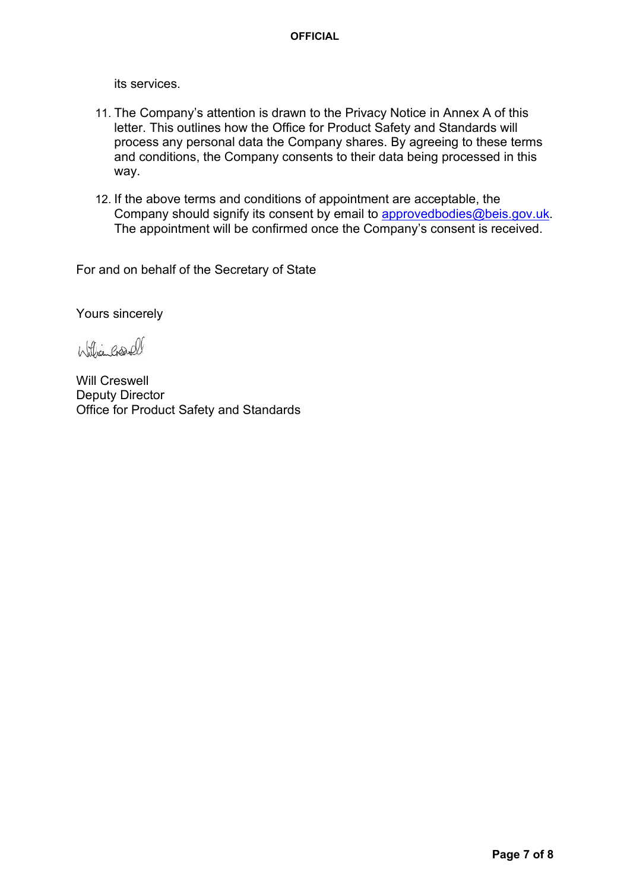its services.

11. The Company's attention is drawn to the Privacy Notice in Annex A of this letter. This outlines how the Office for Product Safety and Standards will process any personal data the Company shares. By agreeing to these terms and conditions, the Company consents to their data being processed in this way.

12. If the above terms and conditions of appointment are acceptable, the Company should signify its consent by email to approvedbodies@beis.gov.uk. The appointment will be confirmed once the Company's consent is received.

For and on behalf of the Secretary of State

Yours sincerely

Will Creswell
Deputy Director
Office for Product Safety and Standards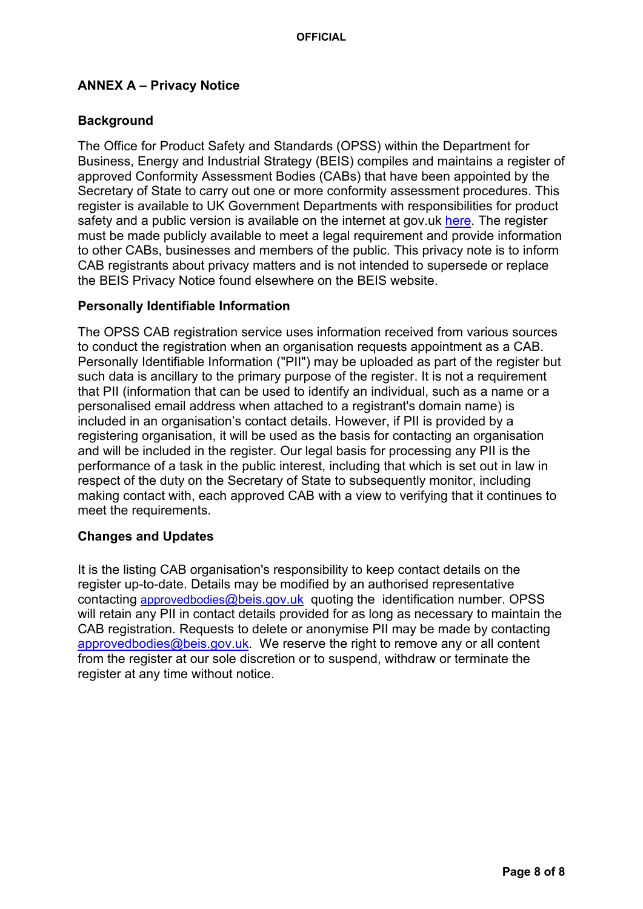## ANNEX A – Privacy Notice

### Background

The Office for Product Safety and Standards (OPSS) within the Department for Business, Energy and Industrial Strategy (BEIS) compiles and maintains a register of approved Conformity Assessment Bodies (CABs) that have been appointed by the Secretary of State to carry out one or more conformity assessment procedures. This register is available to UK Government Departments with responsibilities for product safety and a public version is available on the internet at gov.uk here. The register must be made publicly available to meet a legal requirement and provide information to other CABs, businesses and members of the public. This privacy note is to inform CAB registrants about privacy matters and is not intended to supersede or replace the BEIS Privacy Notice found elsewhere on the BEIS website.

### Personally Identifiable Information

The OPSS CAB registration service uses information received from various sources to conduct the registration when an organisation requests appointment as a CAB. Personally Identifiable Information ("PII") may be uploaded as part of the register but such data is ancillary to the primary purpose of the register. It is not a requirement that PII (information that can be used to identify an individual, such as a name or a personalised email address when attached to a registrant's domain name) is included in an organisation's contact details. However, if PII is provided by a registering organisation, it will be used as the basis for contacting an organisation and will be included in the register. Our legal basis for processing any PII is the performance of a task in the public interest, including that which is set out in law in respect of the duty on the Secretary of State to subsequently monitor, including making contact with, each approved CAB with a view to verifying that it continues to meet the requirements.

### Changes and Updates

It is the listing CAB organisation's responsibility to keep contact details on the register up-to-date. Details may be modified by an authorised representative contacting approvedbodies@beis.gov.uk quoting the identification number. OPSS will retain any PII in contact details provided for as long as necessary to maintain the CAB registration. Requests to delete or anonymise PII may be made by contacting approvedbodies@beis.gov.uk. We reserve the right to remove any or all content from the register at our sole discretion or to suspend, withdraw or terminate the register at any time without notice.